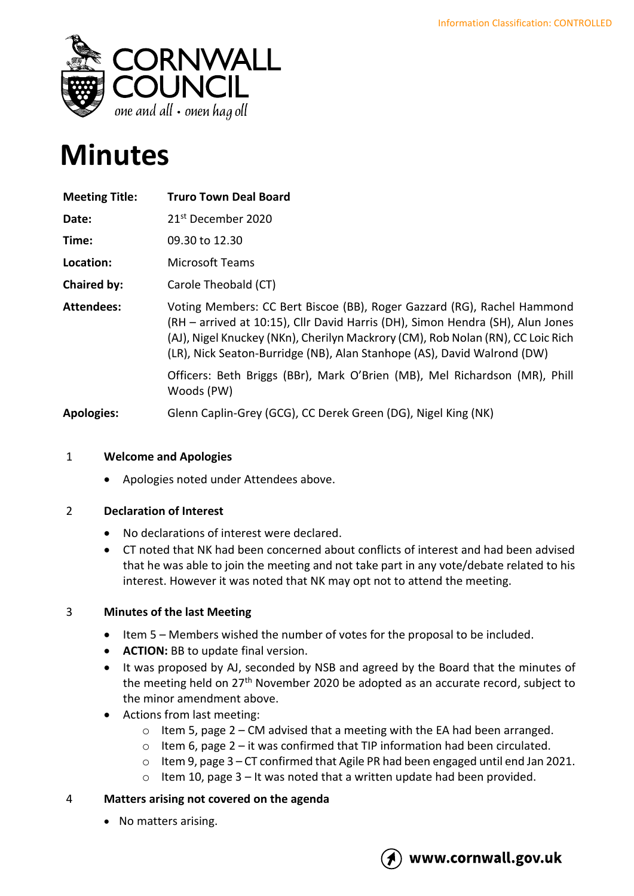Information Classification: CONTROLLED

CORNWALL COUNCIL
*one and all • onen hag oll*

# Minutes

| | |
|---|---|
| **Meeting Title:** | **Truro Town Deal Board** |
| **Date:** | 21st December 2020 |
| **Time:** | 09.30 to 12.30 |
| **Location:** | Microsoft Teams |
| **Chaired by:** | Carole Theobald (CT) |
| **Attendees:** | Voting Members: CC Bert Biscoe (BB), Roger Gazzard (RG), Rachel Hammond (RH – arrived at 10:15), Cllr David Harris (DH), Simon Hendra (SH), Alun Jones (AJ), Nigel Knuckey (NKn), Cherilyn Mackrory (CM), Rob Nolan (RN), CC Loic Rich (LR), Nick Seaton-Burridge (NB), Alan Stanhope (AS), David Walrond (DW) |
| | Officers: Beth Briggs (BBr), Mark O'Brien (MB), Mel Richardson (MR), Phill Woods (PW) |
| **Apologies:** | Glenn Caplin-Grey (GCG), CC Derek Green (DG), Nigel King (NK) |

1 **Welcome and Apologies**

- Apologies noted under Attendees above.

2 **Declaration of Interest**

- No declarations of interest were declared.
- CT noted that NK had been concerned about conflicts of interest and had been advised that he was able to join the meeting and not take part in any vote/debate related to his interest. However it was noted that NK may opt not to attend the meeting.

3 **Minutes of the last Meeting**

- Item 5 – Members wished the number of votes for the proposal to be included.
- **ACTION:** BB to update final version.
- It was proposed by AJ, seconded by NSB and agreed by the Board that the minutes of the meeting held on 27th November 2020 be adopted as an accurate record, subject to the minor amendment above.
- Actions from last meeting:
    - Item 5, page 2 – CM advised that a meeting with the EA had been arranged.
    - Item 6, page 2 – it was confirmed that TIP information had been circulated.
    - Item 9, page 3 – CT confirmed that Agile PR had been engaged until end Jan 2021.
    - Item 10, page 3 – It was noted that a written update had been provided.

4 **Matters arising not covered on the agenda**

- No matters arising.

www.cornwall.gov.uk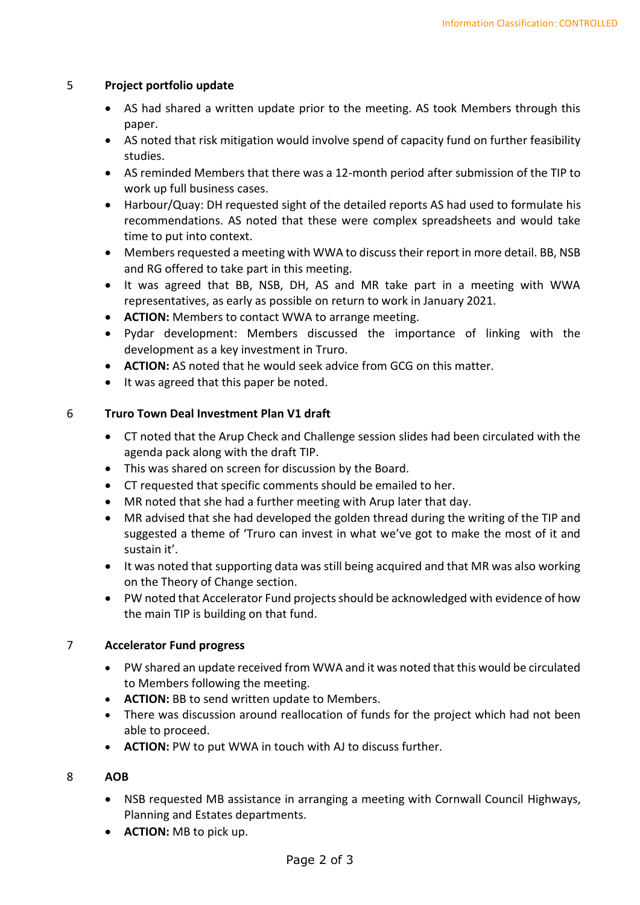## 5 Project portfolio update

- AS had shared a written update prior to the meeting. AS took Members through this paper.
- AS noted that risk mitigation would involve spend of capacity fund on further feasibility studies.
- AS reminded Members that there was a 12-month period after submission of the TIP to work up full business cases.
- Harbour/Quay: DH requested sight of the detailed reports AS had used to formulate his recommendations. AS noted that these were complex spreadsheets and would take time to put into context.
- Members requested a meeting with WWA to discuss their report in more detail. BB, NSB and RG offered to take part in this meeting.
- It was agreed that BB, NSB, DH, AS and MR take part in a meeting with WWA representatives, as early as possible on return to work in January 2021.
- **ACTION:** Members to contact WWA to arrange meeting.
- Pydar development: Members discussed the importance of linking with the development as a key investment in Truro.
- **ACTION:** AS noted that he would seek advice from GCG on this matter.
- It was agreed that this paper be noted.

## 6 Truro Town Deal Investment Plan V1 draft

- CT noted that the Arup Check and Challenge session slides had been circulated with the agenda pack along with the draft TIP.
- This was shared on screen for discussion by the Board.
- CT requested that specific comments should be emailed to her.
- MR noted that she had a further meeting with Arup later that day.
- MR advised that she had developed the golden thread during the writing of the TIP and suggested a theme of 'Truro can invest in what we've got to make the most of it and sustain it'.
- It was noted that supporting data was still being acquired and that MR was also working on the Theory of Change section.
- PW noted that Accelerator Fund projects should be acknowledged with evidence of how the main TIP is building on that fund.

## 7 Accelerator Fund progress

- PW shared an update received from WWA and it was noted that this would be circulated to Members following the meeting.
- **ACTION:** BB to send written update to Members.
- There was discussion around reallocation of funds for the project which had not been able to proceed.
- **ACTION:** PW to put WWA in touch with AJ to discuss further.

## 8 AOB

- NSB requested MB assistance in arranging a meeting with Cornwall Council Highways, Planning and Estates departments.
- **ACTION:** MB to pick up.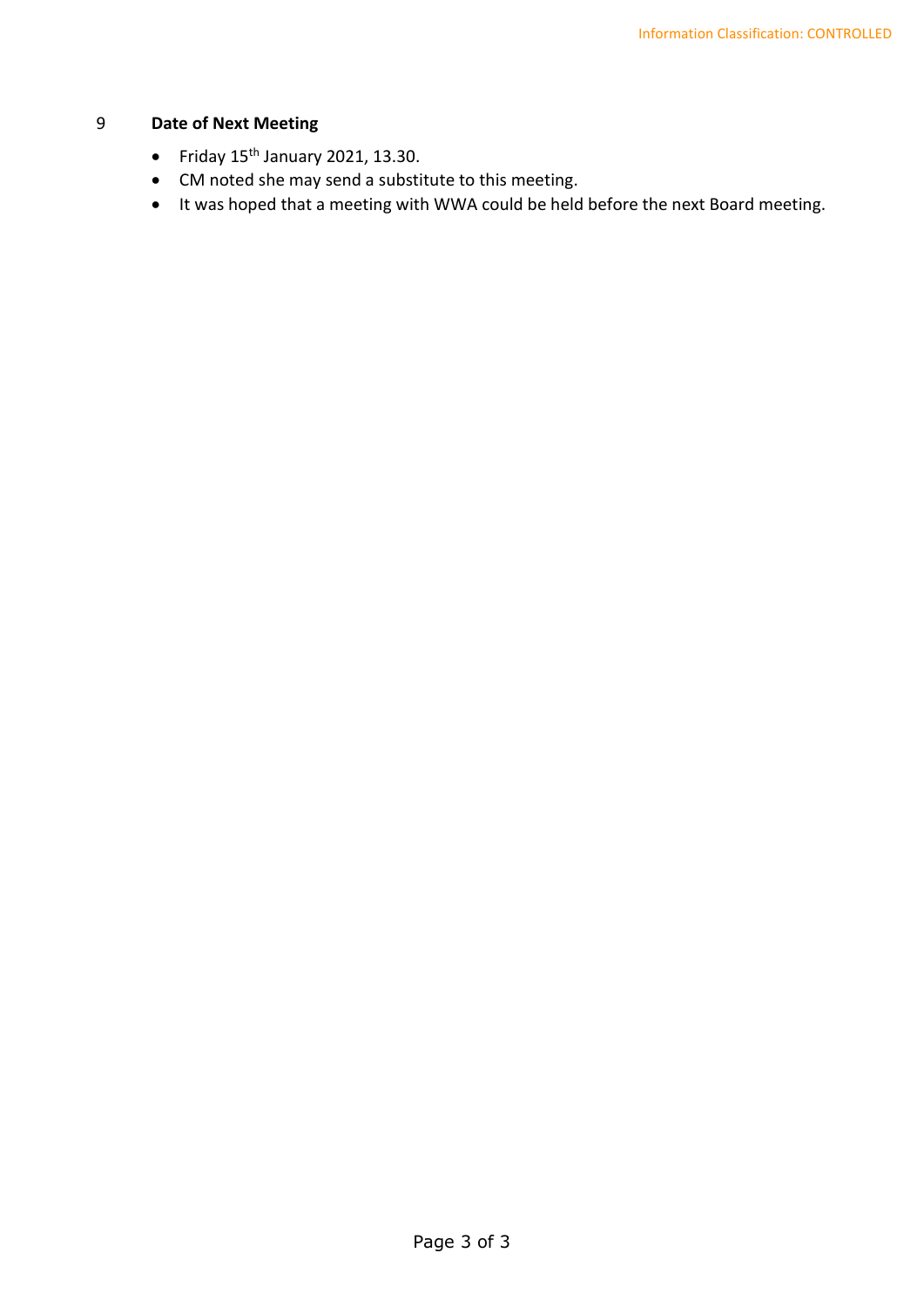## 9 Date of Next Meeting

- Friday 15th January 2021, 13.30.
- CM noted she may send a substitute to this meeting.
- It was hoped that a meeting with WWA could be held before the next Board meeting.